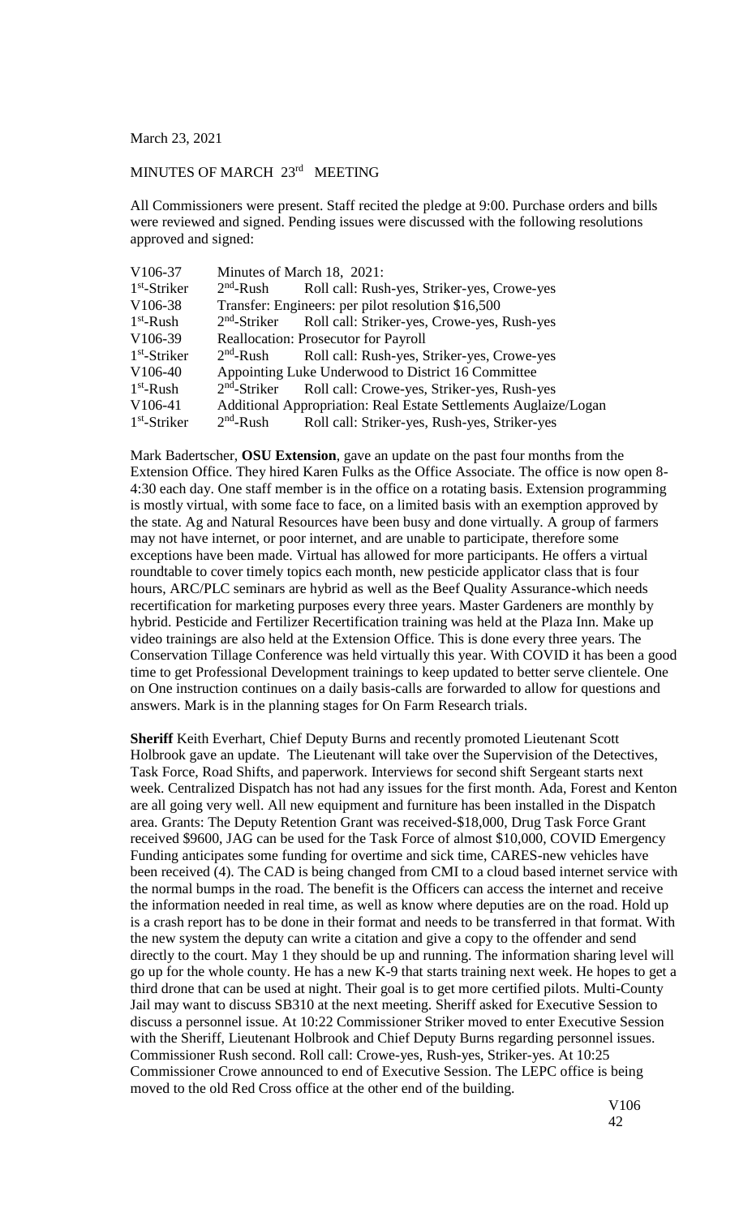March 23, 2021

MINUTES OF MARCH 23rd MEETING

All Commissioners were present. Staff recited the pledge at 9:00. Purchase orders and bills were reviewed and signed. Pending issues were discussed with the following resolutions approved and signed:

| | | |
|---|---|---|
| V106-37 | Minutes of March 18, 2021: | |
| 1st-Striker | 2nd-Rush | Roll call: Rush-yes, Striker-yes, Crowe-yes |
| V106-38 | Transfer: Engineers: per pilot resolution $16,500 | |
| 1st-Rush | 2nd-Striker | Roll call: Striker-yes, Crowe-yes, Rush-yes |
| V106-39 | Reallocation: Prosecutor for Payroll | |
| 1st-Striker | 2nd-Rush | Roll call: Rush-yes, Striker-yes, Crowe-yes |
| V106-40 | Appointing Luke Underwood to District 16 Committee | |
| 1st-Rush | 2nd-Striker | Roll call: Crowe-yes, Striker-yes, Rush-yes |
| V106-41 | Additional Appropriation: Real Estate Settlements Auglaize/Logan | |
| 1st-Striker | 2nd-Rush | Roll call: Striker-yes, Rush-yes, Striker-yes |

Mark Badertscher, **OSU Extension**, gave an update on the past four months from the Extension Office. They hired Karen Fulks as the Office Associate. The office is now open 8-4:30 each day. One staff member is in the office on a rotating basis. Extension programming is mostly virtual, with some face to face, on a limited basis with an exemption approved by the state. Ag and Natural Resources have been busy and done virtually. A group of farmers may not have internet, or poor internet, and are unable to participate, therefore some exceptions have been made. Virtual has allowed for more participants. He offers a virtual roundtable to cover timely topics each month, new pesticide applicator class that is four hours, ARC/PLC seminars are hybrid as well as the Beef Quality Assurance-which needs recertification for marketing purposes every three years. Master Gardeners are monthly by hybrid. Pesticide and Fertilizer Recertification training was held at the Plaza Inn. Make up video trainings are also held at the Extension Office. This is done every three years. The Conservation Tillage Conference was held virtually this year. With COVID it has been a good time to get Professional Development trainings to keep updated to better serve clientele. One on One instruction continues on a daily basis-calls are forwarded to allow for questions and answers. Mark is in the planning stages for On Farm Research trials.

**Sheriff** Keith Everhart, Chief Deputy Burns and recently promoted Lieutenant Scott Holbrook gave an update. The Lieutenant will take over the Supervision of the Detectives, Task Force, Road Shifts, and paperwork. Interviews for second shift Sergeant starts next week. Centralized Dispatch has not had any issues for the first month. Ada, Forest and Kenton are all going very well. All new equipment and furniture has been installed in the Dispatch area. Grants: The Deputy Retention Grant was received-$18,000, Drug Task Force Grant received $9600, JAG can be used for the Task Force of almost $10,000, COVID Emergency Funding anticipates some funding for overtime and sick time, CARES-new vehicles have been received (4). The CAD is being changed from CMI to a cloud based internet service with the normal bumps in the road. The benefit is the Officers can access the internet and receive the information needed in real time, as well as know where deputies are on the road. Hold up is a crash report has to be done in their format and needs to be transferred in that format. With the new system the deputy can write a citation and give a copy to the offender and send directly to the court. May 1 they should be up and running. The information sharing level will go up for the whole county. He has a new K-9 that starts training next week. He hopes to get a third drone that can be used at night. Their goal is to get more certified pilots. Multi-County Jail may want to discuss SB310 at the next meeting. Sheriff asked for Executive Session to discuss a personnel issue. At 10:22 Commissioner Striker moved to enter Executive Session with the Sheriff, Lieutenant Holbrook and Chief Deputy Burns regarding personnel issues. Commissioner Rush second. Roll call: Crowe-yes, Rush-yes, Striker-yes. At 10:25 Commissioner Crowe announced to end of Executive Session. The LEPC office is being moved to the old Red Cross office at the other end of the building.

V106
42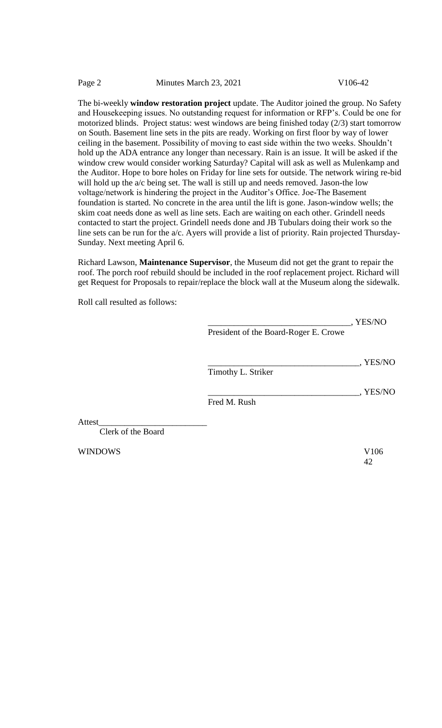The bi-weekly **window restoration project** update. The Auditor joined the group. No Safety and Housekeeping issues. No outstanding request for information or RFP's. Could be one for motorized blinds. Project status: west windows are being finished today (2/3) start tomorrow on South. Basement line sets in the pits are ready. Working on first floor by way of lower ceiling in the basement. Possibility of moving to east side within the two weeks. Shouldn't hold up the ADA entrance any longer than necessary. Rain is an issue. It will be asked if the window crew would consider working Saturday? Capital will ask as well as Mulenkamp and the Auditor. Hope to bore holes on Friday for line sets for outside. The network wiring re-bid will hold up the a/c being set. The wall is still up and needs removed. Jason-the low voltage/network is hindering the project in the Auditor's Office. Joe-The Basement foundation is started. No concrete in the area until the lift is gone. Jason-window wells; the skim coat needs done as well as line sets. Each are waiting on each other. Grindell needs contacted to start the project. Grindell needs done and JB Tubulars doing their work so the line sets can be run for the a/c. Ayers will provide a list of priority. Rain projected Thursday-Sunday. Next meeting April 6.

Richard Lawson, **Maintenance Supervisor**, the Museum did not get the grant to repair the roof. The porch roof rebuild should be included in the roof replacement project. Richard will get Request for Proposals to repair/replace the block wall at the Museum along the sidewalk.

Roll call resulted as follows:

________________________________, YES/NO
President of the Board-Roger E. Crowe

__________________________________, YES/NO
Timothy L. Striker

__________________________________, YES/NO
Fred M. Rush

Attest________________________
Clerk of the Board

WINDOWS V106 42